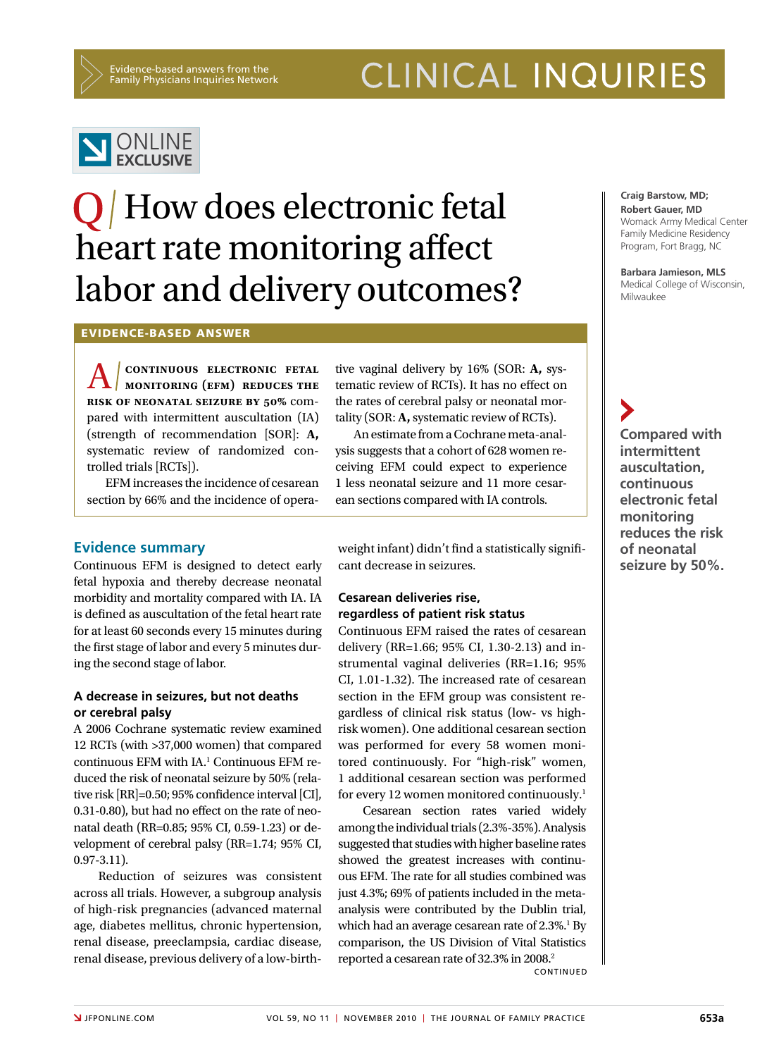Evidence-based answers from the Family Physicians Inquiries Network

# CLINICAL INQUIRIES

ONLINE EXCLUSIVE

# Q / How does electronic fetal heart rate monitoring affect labor and delivery outcomes?

**Craig Barstow, MD; Robert Gauer, MD**
Womack Army Medical Center Family Medicine Residency Program, Fort Bragg, NC

**Barbara Jamieson, MLS**
Medical College of Wisconsin, Milwaukee

## EVIDENCE-BASED ANSWER

**A /** **CONTINUOUS ELECTRONIC FETAL MONITORING (EFM) REDUCES THE RISK OF NEONATAL SEIZURE BY 50%** compared with intermittent auscultation (IA) (strength of recommendation [SOR]: **A,** systematic review of randomized controlled trials [RCTs]).

EFM increases the incidence of cesarean section by 66% and the incidence of operative vaginal delivery by 16% (SOR: **A,** systematic review of RCTs). It has no effect on the rates of cerebral palsy or neonatal mortality (SOR: **A,** systematic review of RCTs).

An estimate from a Cochrane meta-analysis suggests that a cohort of 628 women receiving EFM could expect to experience 1 less neonatal seizure and 11 more cesarean sections compared with IA controls.

## Evidence summary

Continuous EFM is designed to detect early fetal hypoxia and thereby decrease neonatal morbidity and mortality compared with IA. IA is defined as auscultation of the fetal heart rate for at least 60 seconds every 15 minutes during the first stage of labor and every 5 minutes during the second stage of labor.

### A decrease in seizures, but not deaths or cerebral palsy

A 2006 Cochrane systematic review examined 12 RCTs (with >37,000 women) that compared continuous EFM with IA.[1] Continuous EFM reduced the risk of neonatal seizure by 50% (relative risk [RR]=0.50; 95% confidence interval [CI], 0.31-0.80), but had no effect on the rate of neonatal death (RR=0.85; 95% CI, 0.59-1.23) or development of cerebral palsy (RR=1.74; 95% CI, 0.97-3.11).

Reduction of seizures was consistent across all trials. However, a subgroup analysis of high-risk pregnancies (advanced maternal age, diabetes mellitus, chronic hypertension, renal disease, preeclampsia, cardiac disease, renal disease, previous delivery of a low-birth-weight infant) didn't find a statistically significant decrease in seizures.

**Compared with intermittent auscultation, continuous electronic fetal monitoring reduces the risk of neonatal seizure by 50%.**

### Cesarean deliveries rise, regardless of patient risk status

Continuous EFM raised the rates of cesarean delivery (RR=1.66; 95% CI, 1.30-2.13) and instrumental vaginal deliveries (RR=1.16; 95% CI, 1.01-1.32). The increased rate of cesarean section in the EFM group was consistent regardless of clinical risk status (low- vs high-risk women). One additional cesarean section was performed for every 58 women monitored continuously. For "high-risk" women, 1 additional cesarean section was performed for every 12 women monitored continuously.[1]

Cesarean section rates varied widely among the individual trials (2.3%-35%). Analysis suggested that studies with higher baseline rates showed the greatest increases with continuous EFM. The rate for all studies combined was just 4.3%; 69% of patients included in the meta-analysis were contributed by the Dublin trial, which had an average cesarean rate of 2.3%.[1] By comparison, the US Division of Vital Statistics reported a cesarean rate of 32.3% in 2008.[2]

CONTINUED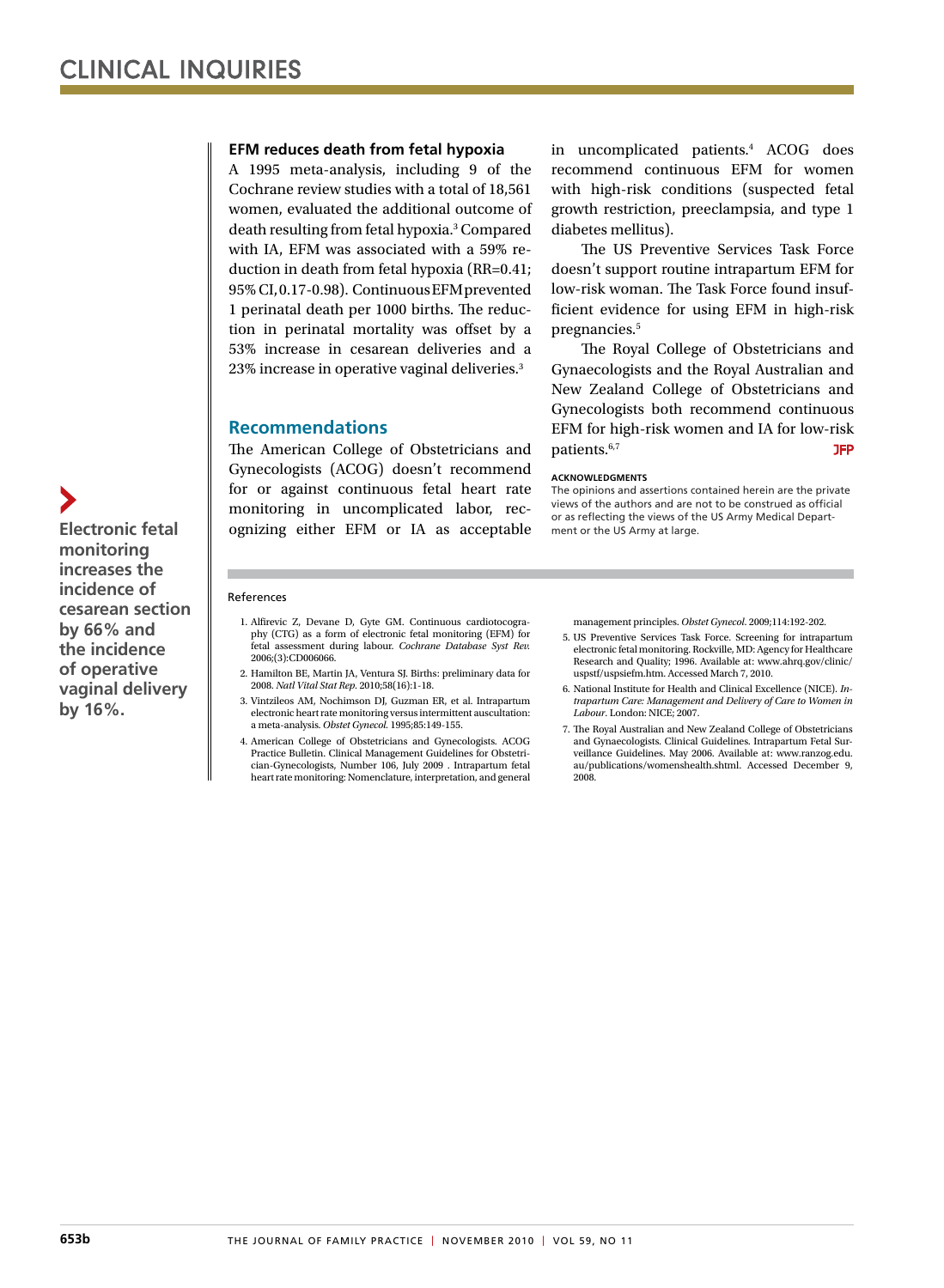### EFM reduces death from fetal hypoxia

A 1995 meta-analysis, including 9 of the Cochrane review studies with a total of 18,561 women, evaluated the additional outcome of death resulting from fetal hypoxia.[3] Compared with IA, EFM was associated with a 59% reduction in death from fetal hypoxia (RR=0.41; 95% CI, 0.17-0.98). Continuous EFM prevented 1 perinatal death per 1000 births. The reduction in perinatal mortality was offset by a 53% increase in cesarean deliveries and a 23% increase in operative vaginal deliveries.[3]

**Electronic fetal monitoring increases the incidence of cesarean section by 66% and the incidence of operative vaginal delivery by 16%.**

## Recommendations

The American College of Obstetricians and Gynecologists (ACOG) doesn't recommend for or against continuous fetal heart rate monitoring in uncomplicated labor, recognizing either EFM or IA as acceptable in uncomplicated patients.[4] ACOG does recommend continuous EFM for women with high-risk conditions (suspected fetal growth restriction, preeclampsia, and type 1 diabetes mellitus).

The US Preventive Services Task Force doesn't support routine intrapartum EFM for low-risk woman. The Task Force found insufficient evidence for using EFM in high-risk pregnancies.[5]

The Royal College of Obstetricians and Gynaecologists and the Royal Australian and New Zealand College of Obstetricians and Gynecologists both recommend continuous EFM for high-risk women and IA for low-risk patients.[6,7]

JFP

#### ACKNOWLEDGMENTS

The opinions and assertions contained herein are the private views of the authors and are not to be construed as official or as reflecting the views of the US Army Medical Department or the US Army at large.

#### References

1. Alfirevic Z, Devane D, Gyte GM. Continuous cardiotocography (CTG) as a form of electronic fetal monitoring (EFM) for fetal assessment during labour. *Cochrane Database Syst Rev.* 2006;(3):CD006066.
2. Hamilton BE, Martin JA, Ventura SJ. Births: preliminary data for 2008. *Natl Vital Stat Rep.* 2010;58(16):1-18.
3. Vintzileos AM, Nochimson DJ, Guzman ER, et al. Intrapartum electronic heart rate monitoring versus intermittent auscultation: a meta-analysis. *Obstet Gynecol.* 1995;85:149-155.
4. American College of Obstetricians and Gynecologists. ACOG Practice Bulletin. Clinical Management Guidelines for Obstetrician-Gynecologists, Number 106, July 2009 . Intrapartum fetal heart rate monitoring: Nomenclature, interpretation, and general management principles. *Obstet Gynecol.* 2009;114:192-202.
5. US Preventive Services Task Force. Screening for intrapartum electronic fetal monitoring. Rockville, MD: Agency for Healthcare Research and Quality; 1996. Available at: www.ahrq.gov/clinic/uspstf/uspsiefm.htm. Accessed March 7, 2010.
6. National Institute for Health and Clinical Excellence (NICE). *Intrapartum Care: Management and Delivery of Care to Women in Labour*. London: NICE; 2007.
7. The Royal Australian and New Zealand College of Obstetricians and Gynaecologists. Clinical Guidelines. Intrapartum Fetal Surveillance Guidelines. May 2006. Available at: www.ranzog.edu.au/publications/womenshealth.shtml. Accessed December 9, 2008.